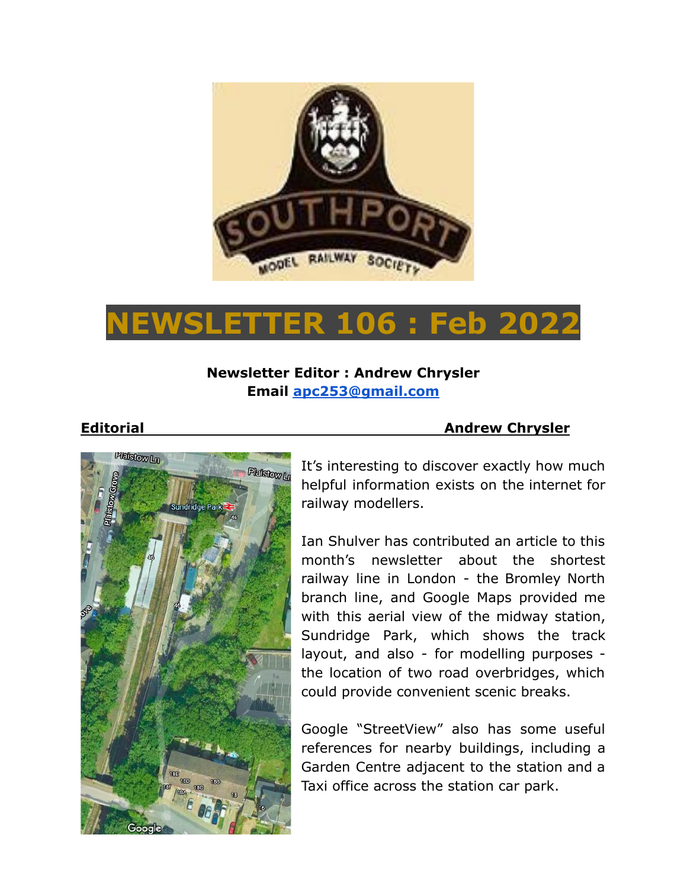# NEWSLETTER 106 : Feb 2022

**Newsletter Editor : Andrew Chrysler**
**Email apc253@gmail.com**

## Editorial — Andrew Chrysler

It's interesting to discover exactly how much helpful information exists on the internet for railway modellers.

Ian Shulver has contributed an article to this month's newsletter about the shortest railway line in London - the Bromley North branch line, and Google Maps provided me with this aerial view of the midway station, Sundridge Park, which shows the track layout, and also - for modelling purposes - the location of two road overbridges, which could provide convenient scenic breaks.

Google "StreetView" also has some useful references for nearby buildings, including a Garden Centre adjacent to the station and a Taxi office across the station car park.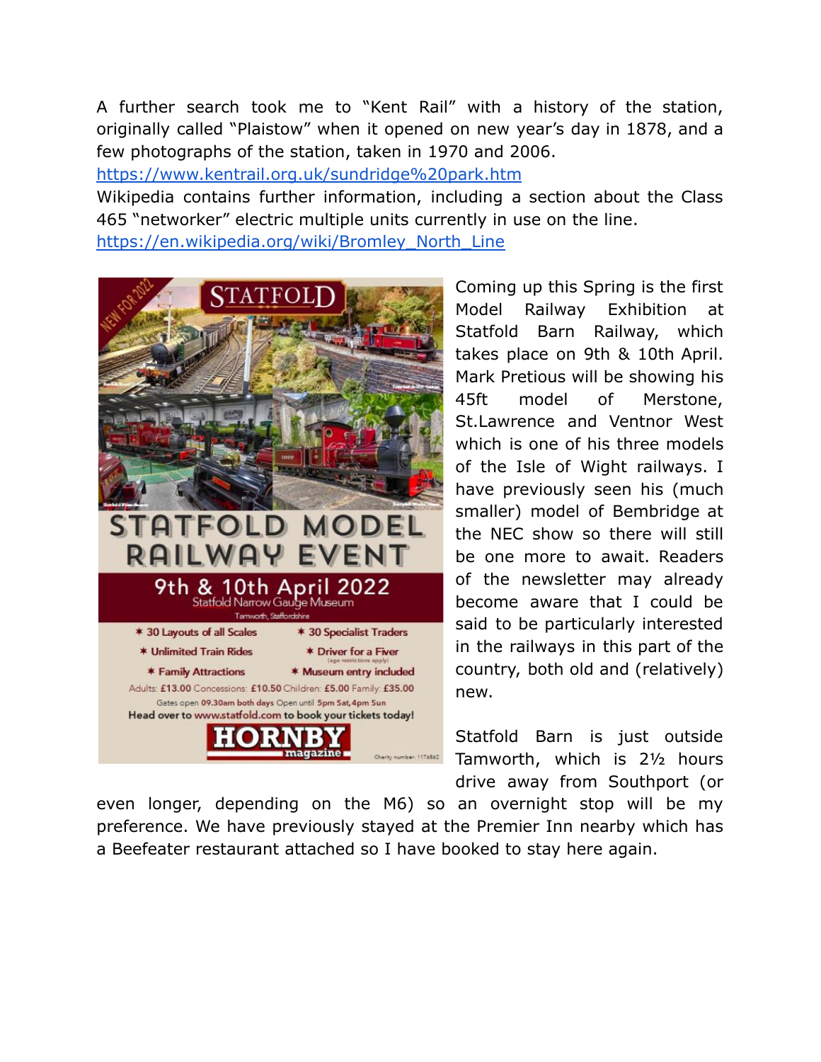A further search took me to "Kent Rail" with a history of the station, originally called "Plaistow" when it opened on new year's day in 1878, and a few photographs of the station, taken in 1970 and 2006.
https://www.kentrail.org.uk/sundridge%20park.htm
Wikipedia contains further information, including a section about the Class 465 "networker" electric multiple units currently in use on the line.
https://en.wikipedia.org/wiki/Bromley_North_Line

Coming up this Spring is the first Model Railway Exhibition at Statfold Barn Railway, which takes place on 9th & 10th April. Mark Pretious will be showing his 45ft model of Merstone, St.Lawrence and Ventnor West which is one of his three models of the Isle of Wight railways. I have previously seen his (much smaller) model of Bembridge at the NEC show so there will still be one more to await. Readers of the newsletter may already become aware that I could be said to be particularly interested in the railways in this part of the country, both old and (relatively) new.

Statfold Barn is just outside Tamworth, which is 2½ hours drive away from Southport (or even longer, depending on the M6) so an overnight stop will be my preference. We have previously stayed at the Premier Inn nearby which has a Beefeater restaurant attached so I have booked to stay here again.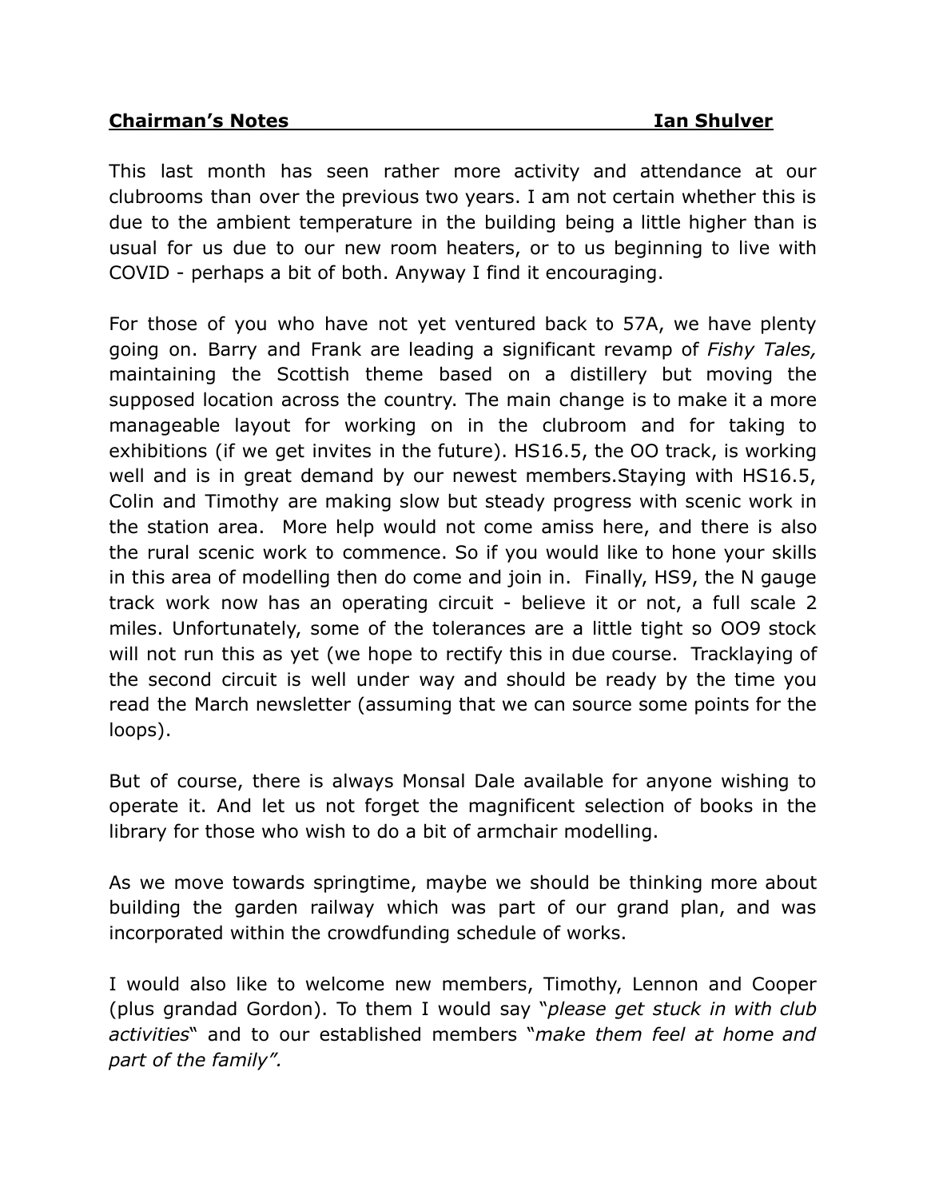**Chairman's Notes** **Ian Shulver**

This last month has seen rather more activity and attendance at our clubrooms than over the previous two years. I am not certain whether this is due to the ambient temperature in the building being a little higher than is usual for us due to our new room heaters, or to us beginning to live with COVID - perhaps a bit of both. Anyway I find it encouraging.

For those of you who have not yet ventured back to 57A, we have plenty going on. Barry and Frank are leading a significant revamp of *Fishy Tales,* maintaining the Scottish theme based on a distillery but moving the supposed location across the country. The main change is to make it a more manageable layout for working on in the clubroom and for taking to exhibitions (if we get invites in the future). HS16.5, the OO track, is working well and is in great demand by our newest members.Staying with HS16.5, Colin and Timothy are making slow but steady progress with scenic work in the station area. More help would not come amiss here, and there is also the rural scenic work to commence. So if you would like to hone your skills in this area of modelling then do come and join in. Finally, HS9, the N gauge track work now has an operating circuit - believe it or not, a full scale 2 miles. Unfortunately, some of the tolerances are a little tight so OO9 stock will not run this as yet (we hope to rectify this in due course. Tracklaying of the second circuit is well under way and should be ready by the time you read the March newsletter (assuming that we can source some points for the loops).

But of course, there is always Monsal Dale available for anyone wishing to operate it. And let us not forget the magnificent selection of books in the library for those who wish to do a bit of armchair modelling.

As we move towards springtime, maybe we should be thinking more about building the garden railway which was part of our grand plan, and was incorporated within the crowdfunding schedule of works.

I would also like to welcome new members, Timothy, Lennon and Cooper (plus grandad Gordon). To them I would say "*please get stuck in with club activities*" and to our established members "*make them feel at home and part of the family".*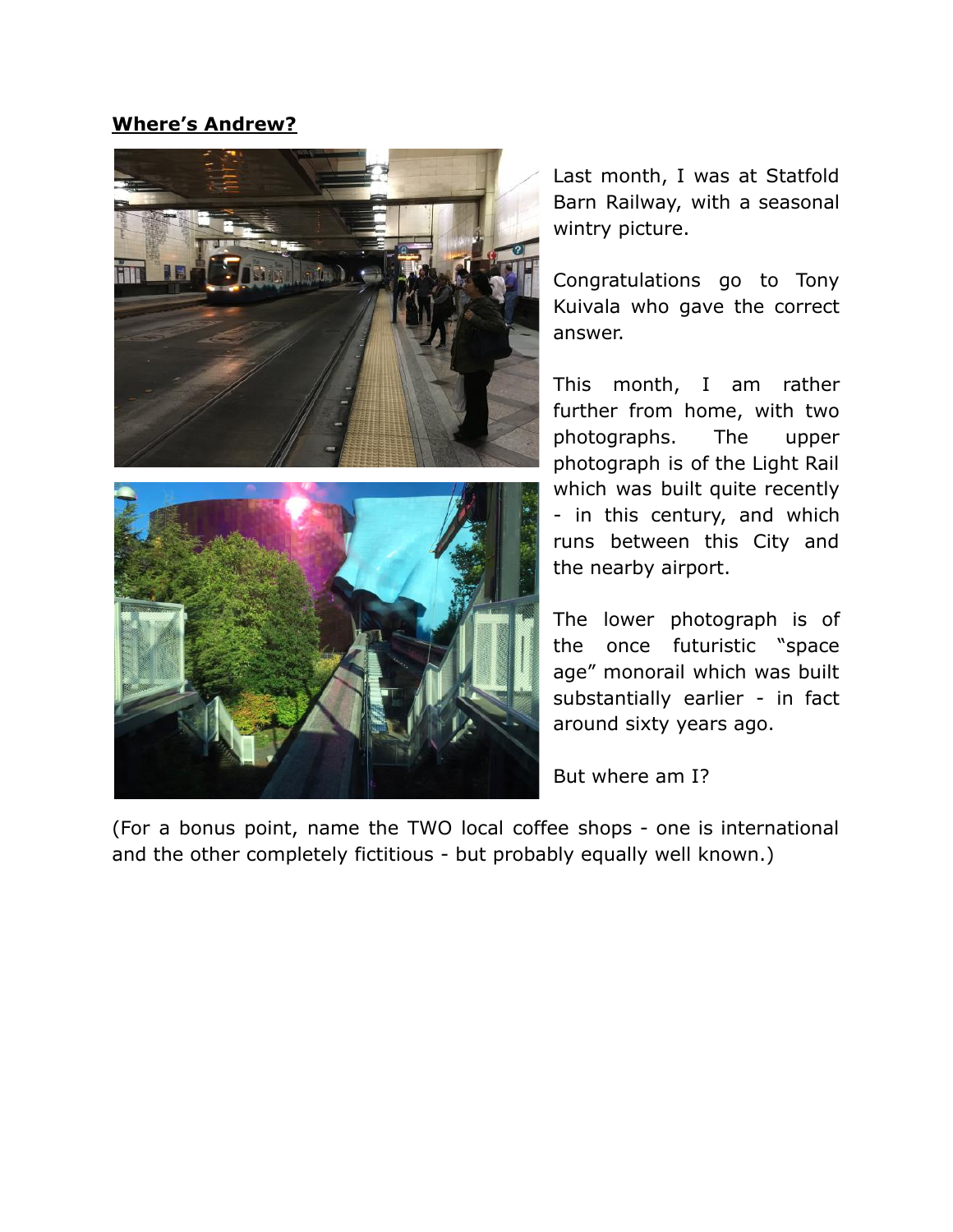**Where's Andrew?**

Last month, I was at Statfold Barn Railway, with a seasonal wintry picture.

Congratulations go to Tony Kuivala who gave the correct answer.

This month, I am rather further from home, with two photographs. The upper photograph is of the Light Rail which was built quite recently - in this century, and which runs between this City and the nearby airport.

The lower photograph is of the once futuristic "space age" monorail which was built substantially earlier - in fact around sixty years ago.

But where am I?

(For a bonus point, name the TWO local coffee shops - one is international and the other completely fictitious - but probably equally well known.)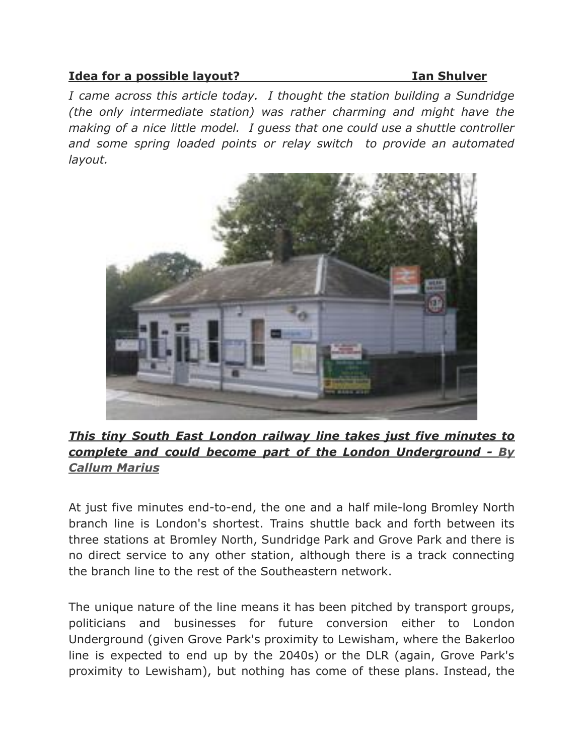**Idea for a possible layout?** **Ian Shulver**

*I came across this article today. I thought the station building a Sundridge (the only intermediate station) was rather charming and might have the making of a nice little model. I guess that one could use a shuttle controller and some spring loaded points or relay switch to provide an automated layout.*

***This tiny South East London railway line takes just five minutes to complete and could become part of the London Underground - By Callum Marius***

At just five minutes end-to-end, the one and a half mile-long Bromley North branch line is London's shortest. Trains shuttle back and forth between its three stations at Bromley North, Sundridge Park and Grove Park and there is no direct service to any other station, although there is a track connecting the branch line to the rest of the Southeastern network.

The unique nature of the line means it has been pitched by transport groups, politicians and businesses for future conversion either to London Underground (given Grove Park's proximity to Lewisham, where the Bakerloo line is expected to end up by the 2040s) or the DLR (again, Grove Park's proximity to Lewisham), but nothing has come of these plans. Instead, the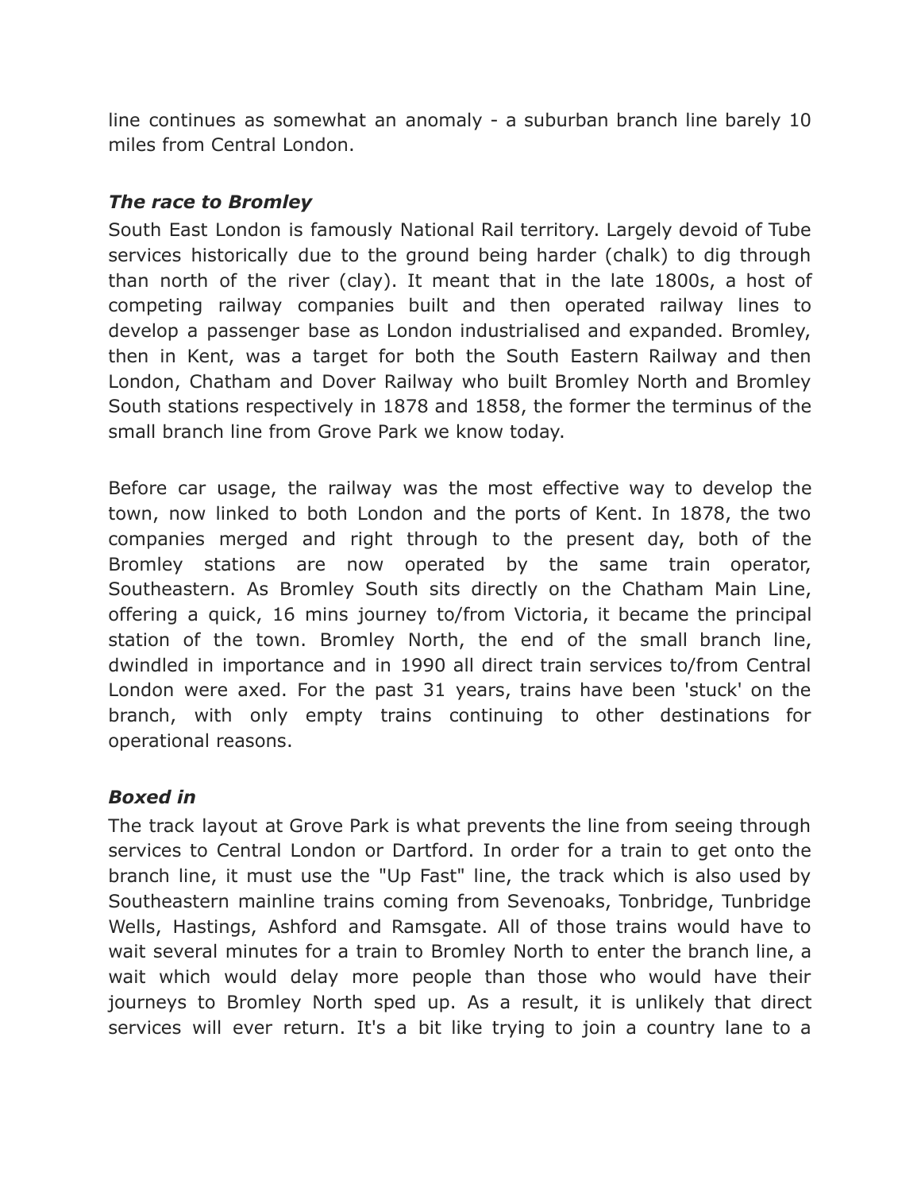line continues as somewhat an anomaly - a suburban branch line barely 10 miles from Central London.

### *The race to Bromley*

South East London is famously National Rail territory. Largely devoid of Tube services historically due to the ground being harder (chalk) to dig through than north of the river (clay). It meant that in the late 1800s, a host of competing railway companies built and then operated railway lines to develop a passenger base as London industrialised and expanded. Bromley, then in Kent, was a target for both the South Eastern Railway and then London, Chatham and Dover Railway who built Bromley North and Bromley South stations respectively in 1878 and 1858, the former the terminus of the small branch line from Grove Park we know today.

Before car usage, the railway was the most effective way to develop the town, now linked to both London and the ports of Kent. In 1878, the two companies merged and right through to the present day, both of the Bromley stations are now operated by the same train operator, Southeastern. As Bromley South sits directly on the Chatham Main Line, offering a quick, 16 mins journey to/from Victoria, it became the principal station of the town. Bromley North, the end of the small branch line, dwindled in importance and in 1990 all direct train services to/from Central London were axed. For the past 31 years, trains have been 'stuck' on the branch, with only empty trains continuing to other destinations for operational reasons.

### *Boxed in*

The track layout at Grove Park is what prevents the line from seeing through services to Central London or Dartford. In order for a train to get onto the branch line, it must use the "Up Fast" line, the track which is also used by Southeastern mainline trains coming from Sevenoaks, Tonbridge, Tunbridge Wells, Hastings, Ashford and Ramsgate. All of those trains would have to wait several minutes for a train to Bromley North to enter the branch line, a wait which would delay more people than those who would have their journeys to Bromley North sped up. As a result, it is unlikely that direct services will ever return. It's a bit like trying to join a country lane to a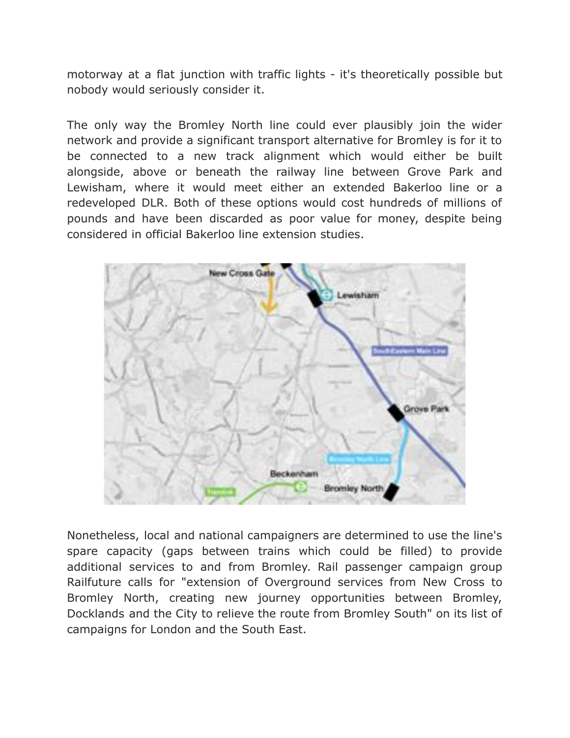motorway at a flat junction with traffic lights - it's theoretically possible but nobody would seriously consider it.

The only way the Bromley North line could ever plausibly join the wider network and provide a significant transport alternative for Bromley is for it to be connected to a new track alignment which would either be built alongside, above or beneath the railway line between Grove Park and Lewisham, where it would meet either an extended Bakerloo line or a redeveloped DLR. Both of these options would cost hundreds of millions of pounds and have been discarded as poor value for money, despite being considered in official Bakerloo line extension studies.

Nonetheless, local and national campaigners are determined to use the line's spare capacity (gaps between trains which could be filled) to provide additional services to and from Bromley. Rail passenger campaign group Railfuture calls for "extension of Overground services from New Cross to Bromley North, creating new journey opportunities between Bromley, Docklands and the City to relieve the route from Bromley South" on its list of campaigns for London and the South East.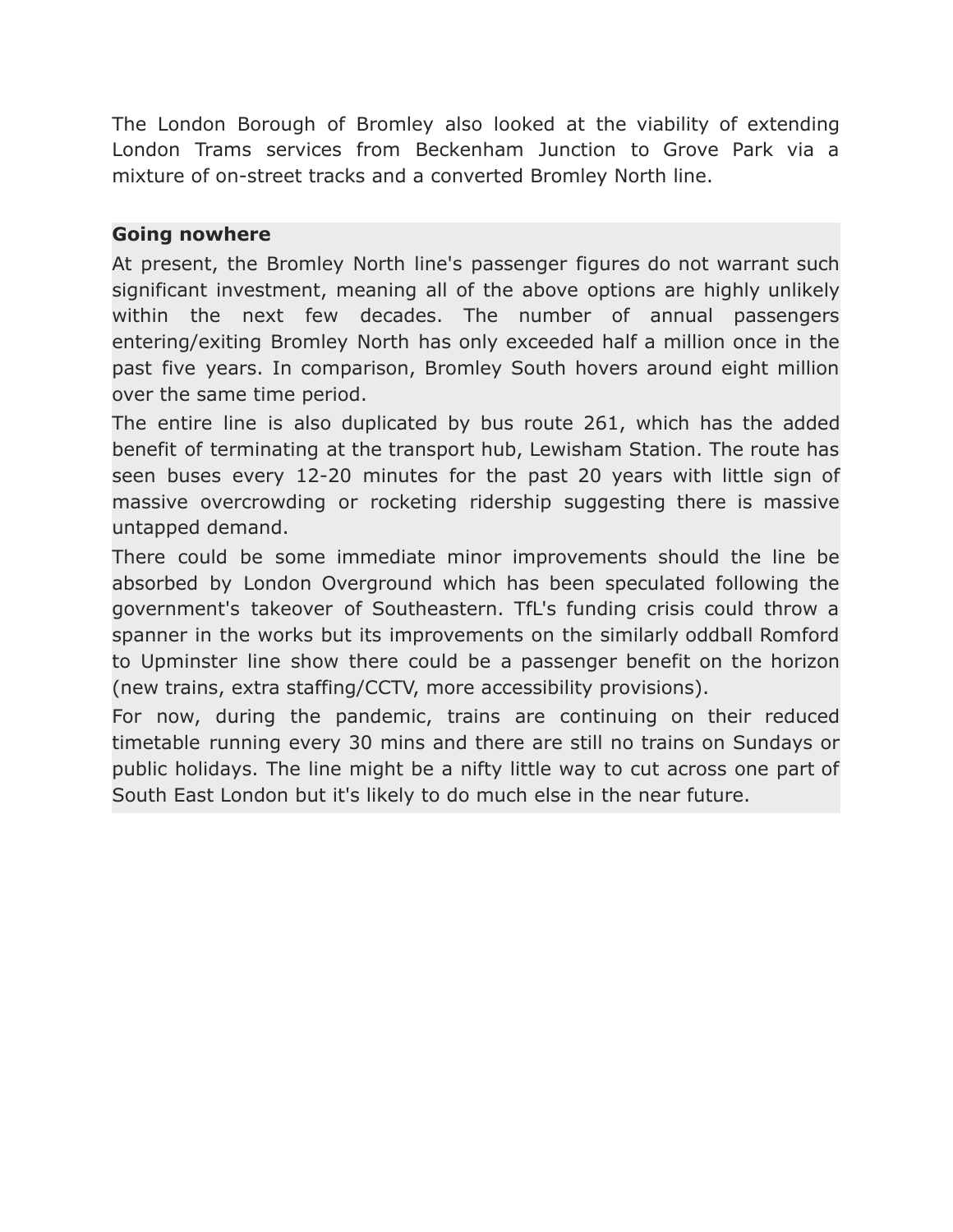The London Borough of Bromley also looked at the viability of extending London Trams services from Beckenham Junction to Grove Park via a mixture of on-street tracks and a converted Bromley North line.

**Going nowhere**

At present, the Bromley North line's passenger figures do not warrant such significant investment, meaning all of the above options are highly unlikely within the next few decades. The number of annual passengers entering/exiting Bromley North has only exceeded half a million once in the past five years. In comparison, Bromley South hovers around eight million over the same time period.

The entire line is also duplicated by bus route 261, which has the added benefit of terminating at the transport hub, Lewisham Station. The route has seen buses every 12-20 minutes for the past 20 years with little sign of massive overcrowding or rocketing ridership suggesting there is massive untapped demand.

There could be some immediate minor improvements should the line be absorbed by London Overground which has been speculated following the government's takeover of Southeastern. TfL's funding crisis could throw a spanner in the works but its improvements on the similarly oddball Romford to Upminster line show there could be a passenger benefit on the horizon (new trains, extra staffing/CCTV, more accessibility provisions).

For now, during the pandemic, trains are continuing on their reduced timetable running every 30 mins and there are still no trains on Sundays or public holidays. The line might be a nifty little way to cut across one part of South East London but it's likely to do much else in the near future.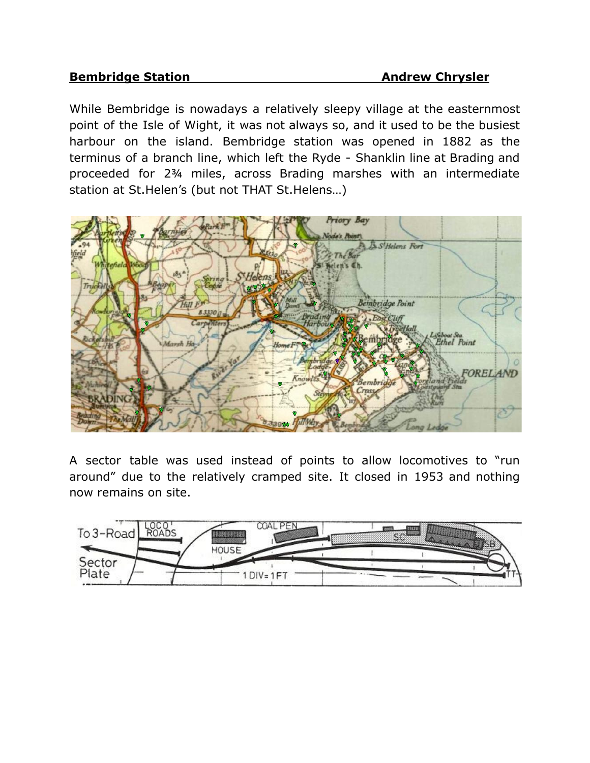**Bembridge Station** **Andrew Chrysler**

While Bembridge is nowadays a relatively sleepy village at the easternmost point of the Isle of Wight, it was not always so, and it used to be the busiest harbour on the island. Bembridge station was opened in 1882 as the terminus of a branch line, which left the Ryde - Shanklin line at Brading and proceeded for 2¾ miles, across Brading marshes with an intermediate station at St.Helen's (but not THAT St.Helens…)

A sector table was used instead of points to allow locomotives to "run around" due to the relatively cramped site. It closed in 1953 and nothing now remains on site.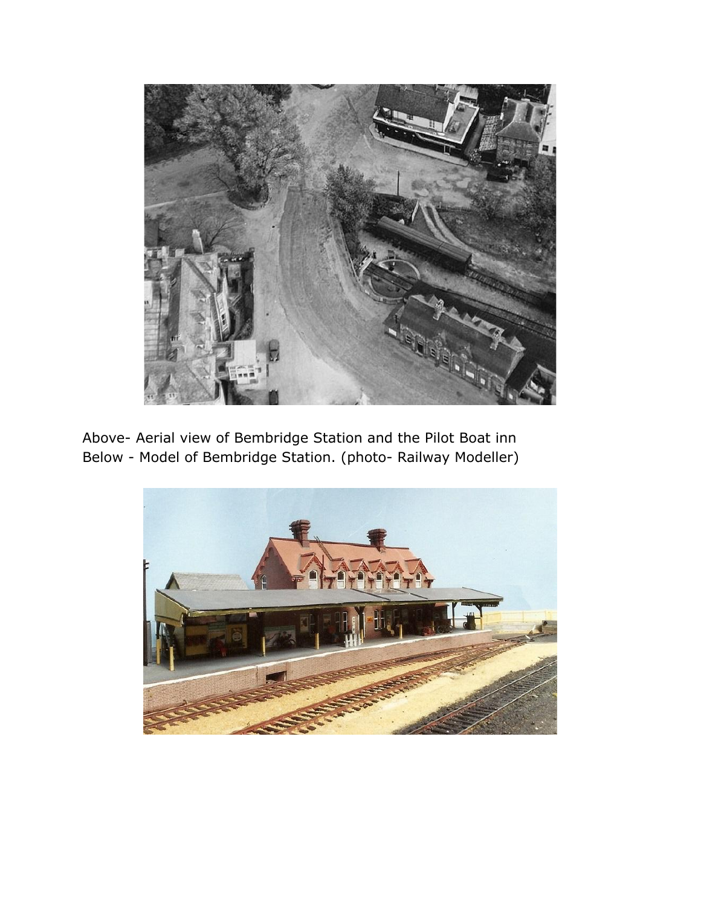Above- Aerial view of Bembridge Station and the Pilot Boat inn
Below - Model of Bembridge Station. (photo- Railway Modeller)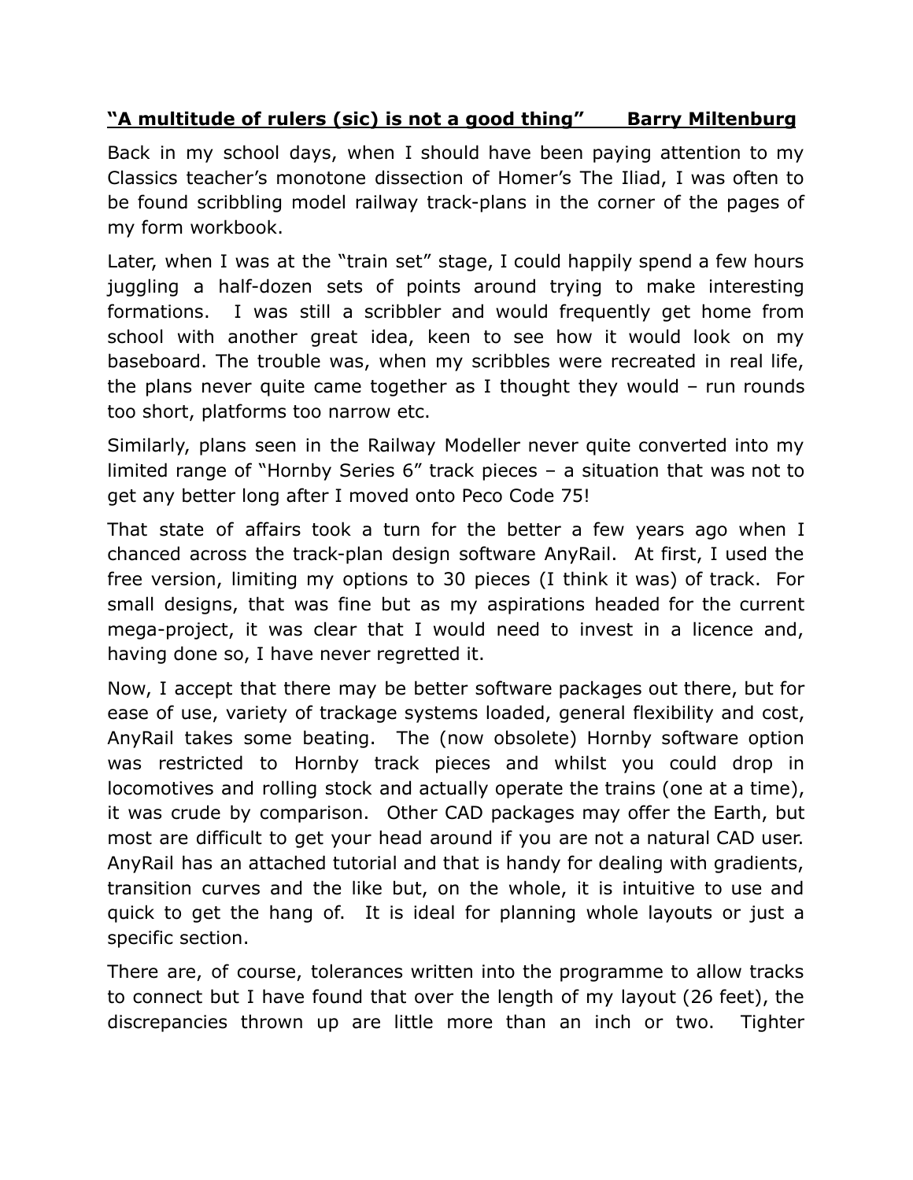**“A multitude of rulers (sic) is not a good thing”       Barry Miltenburg**

Back in my school days, when I should have been paying attention to my Classics teacher’s monotone dissection of Homer’s The Iliad, I was often to be found scribbling model railway track-plans in the corner of the pages of my form workbook.

Later, when I was at the “train set” stage, I could happily spend a few hours juggling a half-dozen sets of points around trying to make interesting formations.  I was still a scribbler and would frequently get home from school with another great idea, keen to see how it would look on my baseboard. The trouble was, when my scribbles were recreated in real life, the plans never quite came together as I thought they would – run rounds too short, platforms too narrow etc.

Similarly, plans seen in the Railway Modeller never quite converted into my limited range of ”Hornby Series 6” track pieces – a situation that was not to get any better long after I moved onto Peco Code 75!

That state of affairs took a turn for the better a few years ago when I chanced across the track-plan design software AnyRail.  At first, I used the free version, limiting my options to 30 pieces (I think it was) of track.  For small designs, that was fine but as my aspirations headed for the current mega-project, it was clear that I would need to invest in a licence and, having done so, I have never regretted it.

Now, I accept that there may be better software packages out there, but for ease of use, variety of trackage systems loaded, general flexibility and cost, AnyRail takes some beating.  The (now obsolete) Hornby software option was restricted to Hornby track pieces and whilst you could drop in locomotives and rolling stock and actually operate the trains (one at a time), it was crude by comparison.  Other CAD packages may offer the Earth, but most are difficult to get your head around if you are not a natural CAD user. AnyRail has an attached tutorial and that is handy for dealing with gradients, transition curves and the like but, on the whole, it is intuitive to use and quick to get the hang of.  It is ideal for planning whole layouts or just a specific section.

There are, of course, tolerances written into the programme to allow tracks to connect but I have found that over the length of my layout (26 feet), the discrepancies thrown up are little more than an inch or two.  Tighter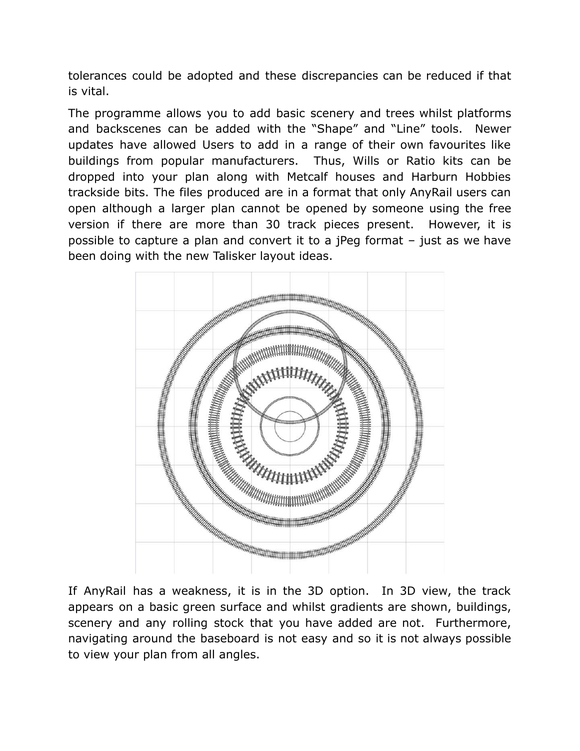tolerances could be adopted and these discrepancies can be reduced if that is vital.

The programme allows you to add basic scenery and trees whilst platforms and backscenes can be added with the “Shape” and “Line” tools. Newer updates have allowed Users to add in a range of their own favourites like buildings from popular manufacturers. Thus, Wills or Ratio kits can be dropped into your plan along with Metcalf houses and Harburn Hobbies trackside bits. The files produced are in a format that only AnyRail users can open although a larger plan cannot be opened by someone using the free version if there are more than 30 track pieces present. However, it is possible to capture a plan and convert it to a jPeg format – just as we have been doing with the new Talisker layout ideas.

If AnyRail has a weakness, it is in the 3D option. In 3D view, the track appears on a basic green surface and whilst gradients are shown, buildings, scenery and any rolling stock that you have added are not. Furthermore, navigating around the baseboard is not easy and so it is not always possible to view your plan from all angles.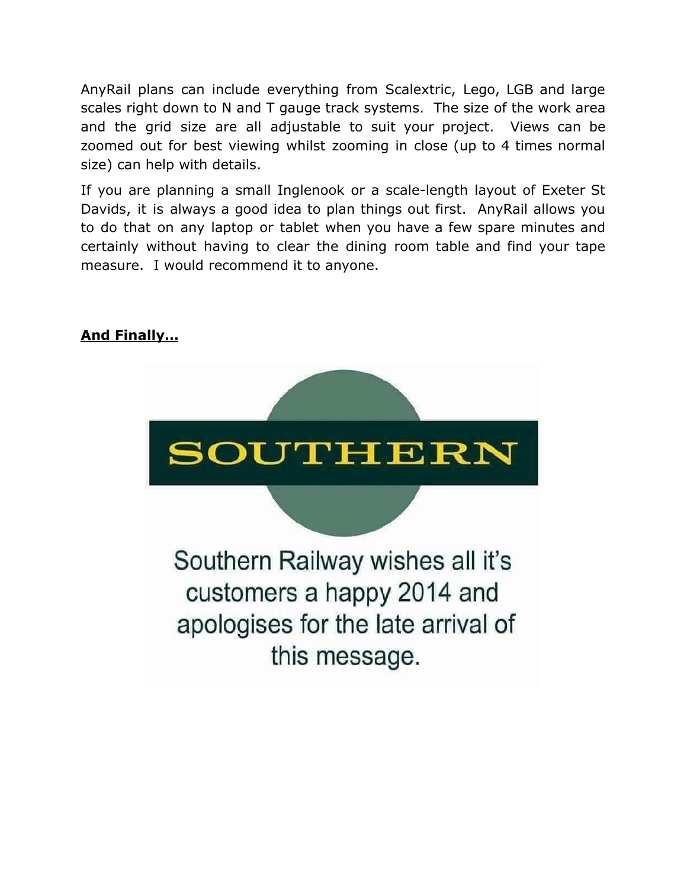AnyRail plans can include everything from Scalextric, Lego, LGB and large scales right down to N and T gauge track systems. The size of the work area and the grid size are all adjustable to suit your project. Views can be zoomed out for best viewing whilst zooming in close (up to 4 times normal size) can help with details.

If you are planning a small Inglenook or a scale-length layout of Exeter St Davids, it is always a good idea to plan things out first. AnyRail allows you to do that on any laptop or tablet when you have a few spare minutes and certainly without having to clear the dining room table and find your tape measure. I would recommend it to anyone.

**And Finally…**

SOUTHERN

Southern Railway wishes all it's customers a happy 2014 and apologises for the late arrival of this message.